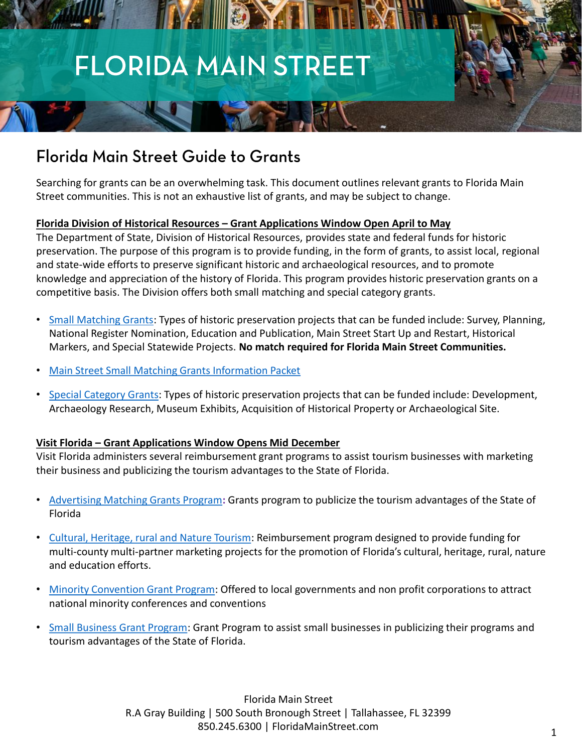# FLORIDA MAIN STREET

## Florida Main Street Guide to Grants

Searching for grants can be an overwhelming task. This document outlines relevant grants to Florida Main Street communities. This is not an exhaustive list of grants, and may be subject to change.

**Florida Division of Historical Resources – Grant Applications Window Open April to May**

The Department of State, Division of Historical Resources, provides state and federal funds for historic preservation. The purpose of this program is to provide funding, in the form of grants, to assist local, regional and state-wide efforts to preserve significant historic and archaeological resources, and to promote knowledge and appreciation of the history of Florida. This program provides historic preservation grants on a competitive basis. The Division offers both small matching and special category grants.

- Small Matching Grants: Types of historic preservation projects that can be funded include: Survey, Planning, National Register Nomination, Education and Publication, Main Street Start Up and Restart, Historical Markers, and Special Statewide Projects. **No match required for Florida Main Street Communities.**
- Main Street Small Matching Grants Information Packet
- Special Category Grants: Types of historic preservation projects that can be funded include: Development, Archaeology Research, Museum Exhibits, Acquisition of Historical Property or Archaeological Site.

**Visit Florida – Grant Applications Window Opens Mid December**

Visit Florida administers several reimbursement grant programs to assist tourism businesses with marketing their business and publicizing the tourism advantages to the State of Florida.

- Advertising Matching Grants Program**:** Grants program to publicize the tourism advantages of the State of Florida
- Cultural, Heritage, rural and Nature Tourism: Reimbursement program designed to provide funding for multi-county multi-partner marketing projects for the promotion of Florida's cultural, heritage, rural, nature and education efforts.
- Minority Convention Grant Program: Offered to local governments and non profit corporations to attract national minority conferences and conventions
- Small Business Grant Program: Grant Program to assist small businesses in publicizing their programs and tourism advantages of the State of Florida.

Florida Main Street
R.A Gray Building | 500 South Bronough Street | Tallahassee, FL 32399
850.245.6300 | FloridaMainStreet.com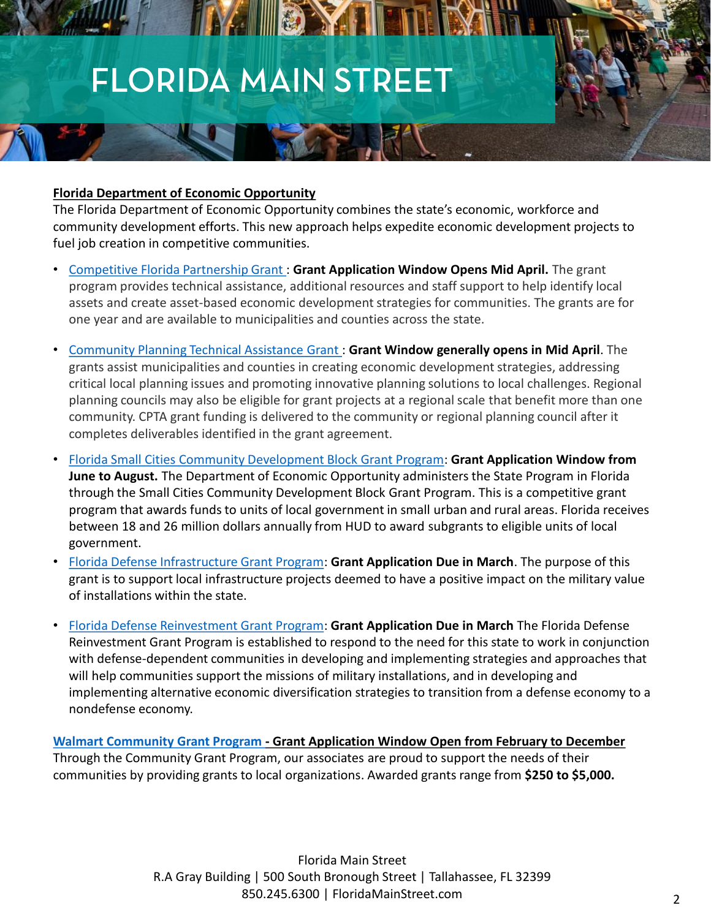# FLORIDA MAIN STREET

**Florida Department of Economic Opportunity**

The Florida Department of Economic Opportunity combines the state's economic, workforce and community development efforts. This new approach helps expedite economic development projects to fuel job creation in competitive communities.

- Competitive Florida Partnership Grant : **Grant Application Window Opens Mid April.** The grant program provides technical assistance, additional resources and staff support to help identify local assets and create asset-based economic development strategies for communities. The grants are for one year and are available to municipalities and counties across the state.
- Community Planning Technical Assistance Grant : **Grant Window generally opens in Mid April**. The grants assist municipalities and counties in creating economic development strategies, addressing critical local planning issues and promoting innovative planning solutions to local challenges. Regional planning councils may also be eligible for grant projects at a regional scale that benefit more than one community. CPTA grant funding is delivered to the community or regional planning council after it completes deliverables identified in the grant agreement.
- Florida Small Cities Community Development Block Grant Program: **Grant Application Window from June to August.** The Department of Economic Opportunity administers the State Program in Florida through the Small Cities Community Development Block Grant Program. This is a competitive grant program that awards funds to units of local government in small urban and rural areas. Florida receives between 18 and 26 million dollars annually from HUD to award subgrants to eligible units of local government.
- Florida Defense Infrastructure Grant Program: **Grant Application Due in March**. The purpose of this grant is to support local infrastructure projects deemed to have a positive impact on the military value of installations within the state.
- Florida Defense Reinvestment Grant Program: **Grant Application Due in March** The Florida Defense Reinvestment Grant Program is established to respond to the need for this state to work in conjunction with defense-dependent communities in developing and implementing strategies and approaches that will help communities support the missions of military installations, and in developing and implementing alternative economic diversification strategies to transition from a defense economy to a nondefense economy.

**Walmart Community Grant Program - Grant Application Window Open from February to December**

Through the Community Grant Program, our associates are proud to support the needs of their communities by providing grants to local organizations. Awarded grants range from **$250 to $5,000.**

Florida Main Street
R.A Gray Building | 500 South Bronough Street | Tallahassee, FL 32399
850.245.6300 | FloridaMainStreet.com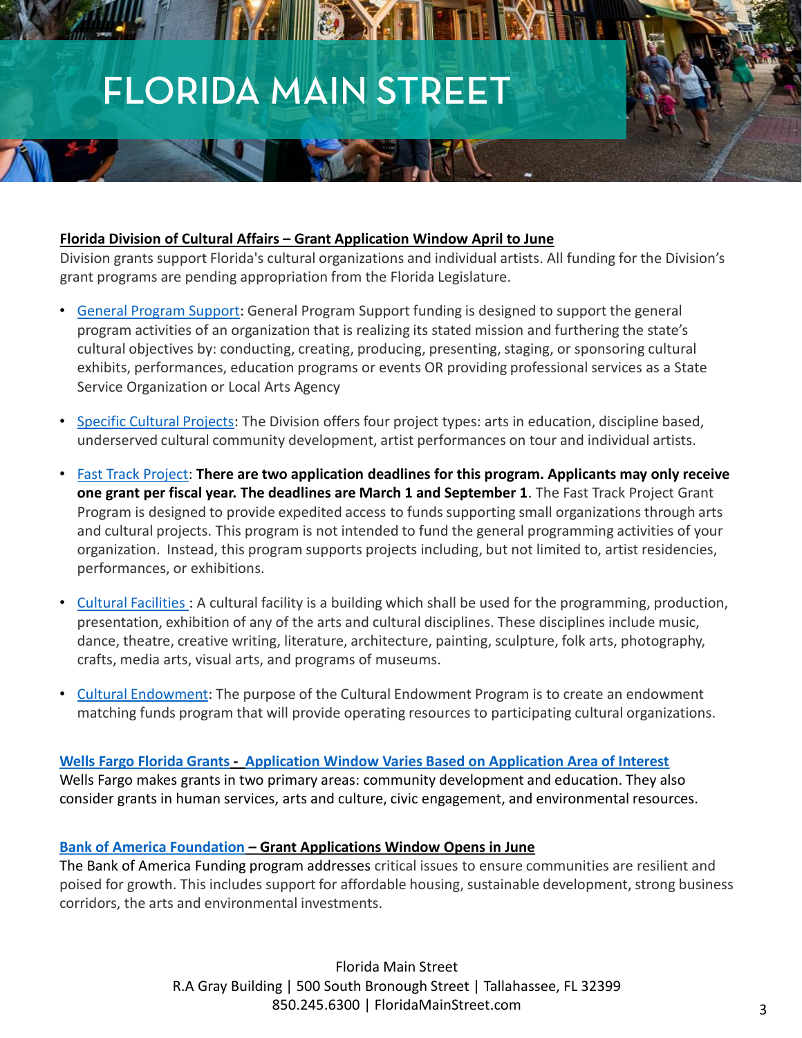# FLORIDA MAIN STREET

**Florida Division of Cultural Affairs – Grant Application Window April to June**

Division grants support Florida's cultural organizations and individual artists. All funding for the Division's grant programs are pending appropriation from the Florida Legislature.

- General Program Support: General Program Support funding is designed to support the general program activities of an organization that is realizing its stated mission and furthering the state's cultural objectives by: conducting, creating, producing, presenting, staging, or sponsoring cultural exhibits, performances, education programs or events OR providing professional services as a State Service Organization or Local Arts Agency
- Specific Cultural Projects: The Division offers four project types: arts in education, discipline based, underserved cultural community development, artist performances on tour and individual artists.
- Fast Track Project: **There are two application deadlines for this program. Applicants may only receive one grant per fiscal year. The deadlines are March 1 and September 1**. The Fast Track Project Grant Program is designed to provide expedited access to funds supporting small organizations through arts and cultural projects. This program is not intended to fund the general programming activities of your organization. Instead, this program supports projects including, but not limited to, artist residencies, performances, or exhibitions.
- Cultural Facilities : A cultural facility is a building which shall be used for the programming, production, presentation, exhibition of any of the arts and cultural disciplines. These disciplines include music, dance, theatre, creative writing, literature, architecture, painting, sculpture, folk arts, photography, crafts, media arts, visual arts, and programs of museums.
- Cultural Endowment: The purpose of the Cultural Endowment Program is to create an endowment matching funds program that will provide operating resources to participating cultural organizations.

**Wells Fargo Florida Grants - Application Window Varies Based on Application Area of Interest**

Wells Fargo makes grants in two primary areas: community development and education. They also consider grants in human services, arts and culture, civic engagement, and environmental resources.

**Bank of America Foundation – Grant Applications Window Opens in June**

The Bank of America Funding program addresses critical issues to ensure communities are resilient and poised for growth. This includes support for affordable housing, sustainable development, strong business corridors, the arts and environmental investments.

Florida Main Street
R.A Gray Building | 500 South Bronough Street | Tallahassee, FL 32399
850.245.6300 | FloridaMainStreet.com